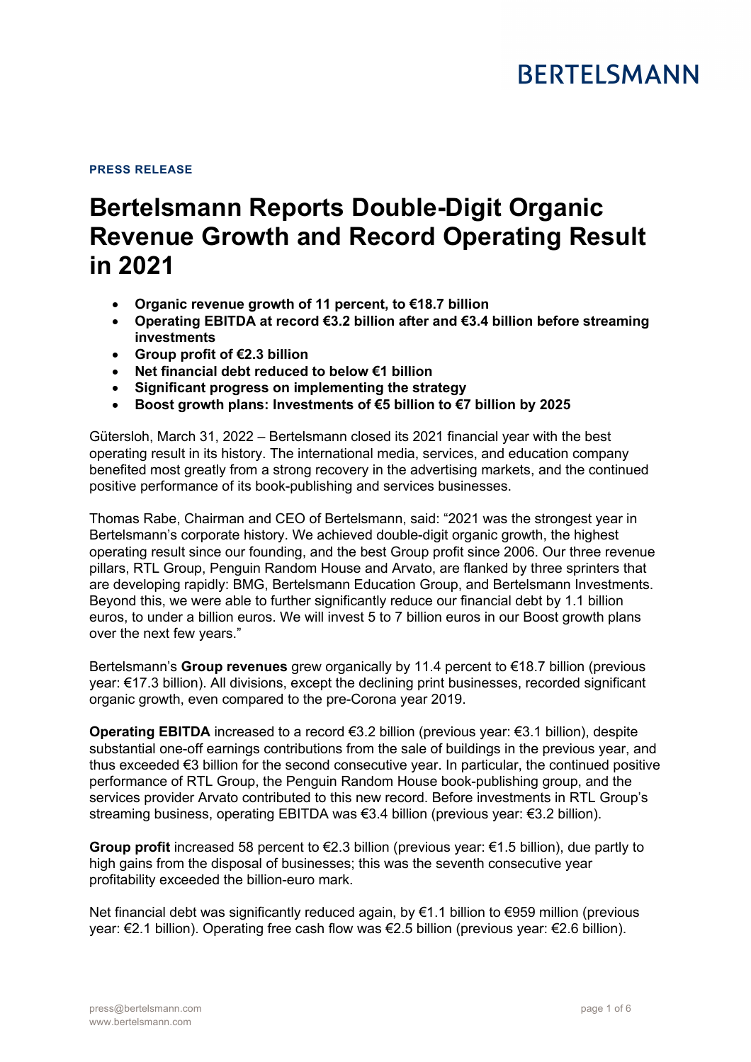**PRESS RELEASE**

# Bertelsmann Reports Double-Digit Organic Revenue Growth and Record Operating Result in 2021

- **Organic revenue growth of 11 percent, to €18.7 billion**
- **Operating EBITDA at record €3.2 billion after and €3.4 billion before streaming investments**
- **Group profit of €2.3 billion**
- **Net financial debt reduced to below €1 billion**
- **Significant progress on implementing the strategy**
- **Boost growth plans: Investments of €5 billion to €7 billion by 2025**

Gütersloh, March 31, 2022 – Bertelsmann closed its 2021 financial year with the best operating result in its history. The international media, services, and education company benefited most greatly from a strong recovery in the advertising markets, and the continued positive performance of its book-publishing and services businesses.

Thomas Rabe, Chairman and CEO of Bertelsmann, said: "2021 was the strongest year in Bertelsmann's corporate history. We achieved double-digit organic growth, the highest operating result since our founding, and the best Group profit since 2006. Our three revenue pillars, RTL Group, Penguin Random House and Arvato, are flanked by three sprinters that are developing rapidly: BMG, Bertelsmann Education Group, and Bertelsmann Investments. Beyond this, we were able to further significantly reduce our financial debt by 1.1 billion euros, to under a billion euros. We will invest 5 to 7 billion euros in our Boost growth plans over the next few years."

Bertelsmann's **Group revenues** grew organically by 11.4 percent to €18.7 billion (previous year: €17.3 billion). All divisions, except the declining print businesses, recorded significant organic growth, even compared to the pre-Corona year 2019.

**Operating EBITDA** increased to a record €3.2 billion (previous year: €3.1 billion), despite substantial one-off earnings contributions from the sale of buildings in the previous year, and thus exceeded €3 billion for the second consecutive year. In particular, the continued positive performance of RTL Group, the Penguin Random House book-publishing group, and the services provider Arvato contributed to this new record. Before investments in RTL Group's streaming business, operating EBITDA was €3.4 billion (previous year: €3.2 billion).

**Group profit** increased 58 percent to €2.3 billion (previous year: €1.5 billion), due partly to high gains from the disposal of businesses; this was the seventh consecutive year profitability exceeded the billion-euro mark.

Net financial debt was significantly reduced again, by €1.1 billion to €959 million (previous year: €2.1 billion). Operating free cash flow was €2.5 billion (previous year: €2.6 billion).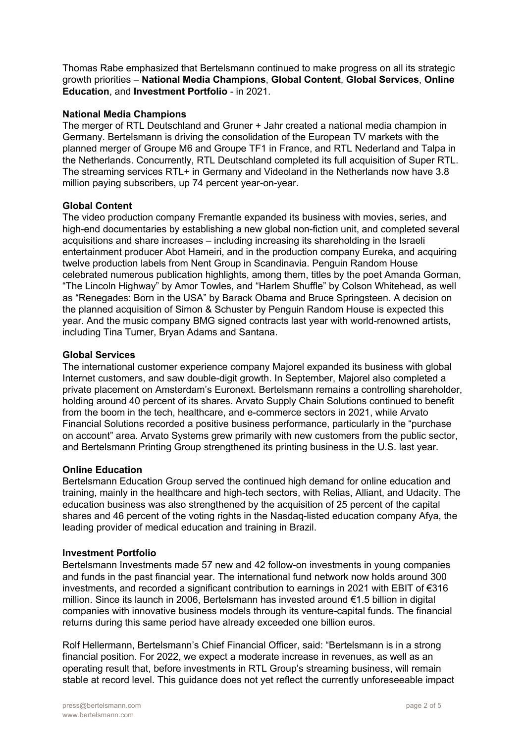Thomas Rabe emphasized that Bertelsmann continued to make progress on all its strategic growth priorities – **National Media Champions**, **Global Content**, **Global Services**, **Online Education**, and **Investment Portfolio** - in 2021.

**National Media Champions**

The merger of RTL Deutschland and Gruner + Jahr created a national media champion in Germany. Bertelsmann is driving the consolidation of the European TV markets with the planned merger of Groupe M6 and Groupe TF1 in France, and RTL Nederland and Talpa in the Netherlands. Concurrently, RTL Deutschland completed its full acquisition of Super RTL. The streaming services RTL+ in Germany and Videoland in the Netherlands now have 3.8 million paying subscribers, up 74 percent year-on-year.

**Global Content**

The video production company Fremantle expanded its business with movies, series, and high-end documentaries by establishing a new global non-fiction unit, and completed several acquisitions and share increases – including increasing its shareholding in the Israeli entertainment producer Abot Hameiri, and in the production company Eureka, and acquiring twelve production labels from Nent Group in Scandinavia. Penguin Random House celebrated numerous publication highlights, among them, titles by the poet Amanda Gorman, "The Lincoln Highway" by Amor Towles, and "Harlem Shuffle" by Colson Whitehead, as well as "Renegades: Born in the USA" by Barack Obama and Bruce Springsteen. A decision on the planned acquisition of Simon & Schuster by Penguin Random House is expected this year. And the music company BMG signed contracts last year with world-renowned artists, including Tina Turner, Bryan Adams and Santana.

**Global Services**

The international customer experience company Majorel expanded its business with global Internet customers, and saw double-digit growth. In September, Majorel also completed a private placement on Amsterdam's Euronext. Bertelsmann remains a controlling shareholder, holding around 40 percent of its shares. Arvato Supply Chain Solutions continued to benefit from the boom in the tech, healthcare, and e-commerce sectors in 2021, while Arvato Financial Solutions recorded a positive business performance, particularly in the "purchase on account" area. Arvato Systems grew primarily with new customers from the public sector, and Bertelsmann Printing Group strengthened its printing business in the U.S. last year.

**Online Education**

Bertelsmann Education Group served the continued high demand for online education and training, mainly in the healthcare and high-tech sectors, with Relias, Alliant, and Udacity. The education business was also strengthened by the acquisition of 25 percent of the capital shares and 46 percent of the voting rights in the Nasdaq-listed education company Afya, the leading provider of medical education and training in Brazil.

**Investment Portfolio**

Bertelsmann Investments made 57 new and 42 follow-on investments in young companies and funds in the past financial year. The international fund network now holds around 300 investments, and recorded a significant contribution to earnings in 2021 with EBIT of €316 million. Since its launch in 2006, Bertelsmann has invested around €1.5 billion in digital companies with innovative business models through its venture-capital funds. The financial returns during this same period have already exceeded one billion euros.

Rolf Hellermann, Bertelsmann's Chief Financial Officer, said: "Bertelsmann is in a strong financial position. For 2022, we expect a moderate increase in revenues, as well as an operating result that, before investments in RTL Group's streaming business, will remain stable at record level. This guidance does not yet reflect the currently unforeseeable impact

press@bertelsmann.com
www.bertelsmann.com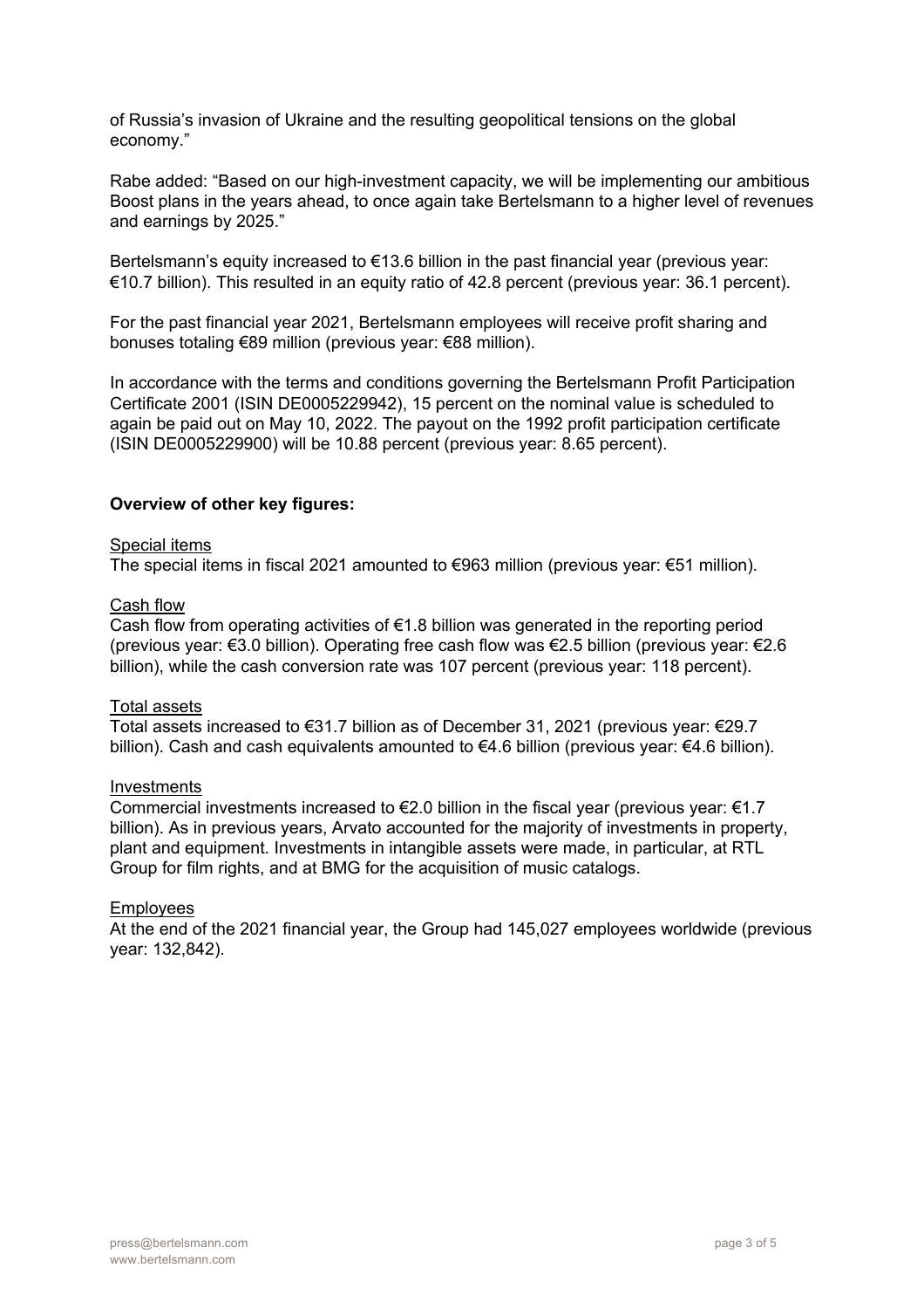of Russia's invasion of Ukraine and the resulting geopolitical tensions on the global economy."

Rabe added: "Based on our high-investment capacity, we will be implementing our ambitious Boost plans in the years ahead, to once again take Bertelsmann to a higher level of revenues and earnings by 2025."

Bertelsmann's equity increased to €13.6 billion in the past financial year (previous year: €10.7 billion). This resulted in an equity ratio of 42.8 percent (previous year: 36.1 percent).

For the past financial year 2021, Bertelsmann employees will receive profit sharing and bonuses totaling €89 million (previous year: €88 million).

In accordance with the terms and conditions governing the Bertelsmann Profit Participation Certificate 2001 (ISIN DE0005229942), 15 percent on the nominal value is scheduled to again be paid out on May 10, 2022. The payout on the 1992 profit participation certificate (ISIN DE0005229900) will be 10.88 percent (previous year: 8.65 percent).

**Overview of other key figures:**

Special items
The special items in fiscal 2021 amounted to €963 million (previous year: €51 million).

Cash flow
Cash flow from operating activities of €1.8 billion was generated in the reporting period (previous year: €3.0 billion). Operating free cash flow was €2.5 billion (previous year: €2.6 billion), while the cash conversion rate was 107 percent (previous year: 118 percent).

Total assets
Total assets increased to €31.7 billion as of December 31, 2021 (previous year: €29.7 billion). Cash and cash equivalents amounted to €4.6 billion (previous year: €4.6 billion).

Investments
Commercial investments increased to €2.0 billion in the fiscal year (previous year: €1.7 billion). As in previous years, Arvato accounted for the majority of investments in property, plant and equipment. Investments in intangible assets were made, in particular, at RTL Group for film rights, and at BMG for the acquisition of music catalogs.

Employees
At the end of the 2021 financial year, the Group had 145,027 employees worldwide (previous year: 132,842).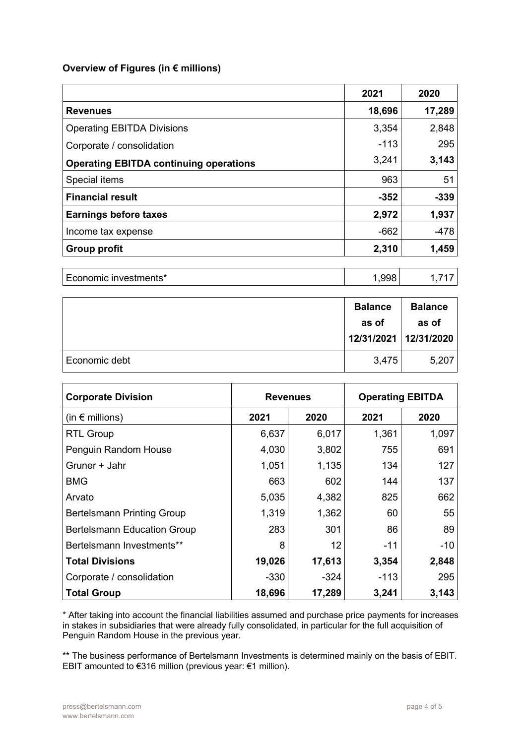**Overview of Figures (in € millions)**

| | 2021 | 2020 |
|---|---|---|
| **Revenues** | **18,696** | **17,289** |
| Operating EBITDA Divisions | 3,354 | 2,848 |
| Corporate / consolidation | -113 | 295 |
| **Operating EBITDA continuing operations** | 3,241 | **3,143** |
| Special items | 963 | 51 |
| **Financial result** | **-352** | **-339** |
| **Earnings before taxes** | **2,972** | **1,937** |
| Income tax expense | -662 | -478 |
| **Group profit** | **2,310** | **1,459** |

| | | |
|---|---|---|
| Economic investments* | 1,998 | 1,717 |

| | **Balance as of 12/31/2021** | **Balance as of 12/31/2020** |
|---|---|---|
| Economic debt | 3,475 | 5,207 |

| **Corporate Division** | **Revenues** | | **Operating EBITDA** | |
|---|---|---|---|---|
| (in € millions) | **2021** | **2020** | **2021** | **2020** |
| RTL Group | 6,637 | 6,017 | 1,361 | 1,097 |
| Penguin Random House | 4,030 | 3,802 | 755 | 691 |
| Gruner + Jahr | 1,051 | 1,135 | 134 | 127 |
| BMG | 663 | 602 | 144 | 137 |
| Arvato | 5,035 | 4,382 | 825 | 662 |
| Bertelsmann Printing Group | 1,319 | 1,362 | 60 | 55 |
| Bertelsmann Education Group | 283 | 301 | 86 | 89 |
| Bertelsmann Investments** | 8 | 12 | -11 | -10 |
| **Total Divisions** | **19,026** | **17,613** | **3,354** | **2,848** |
| Corporate / consolidation | -330 | -324 | -113 | 295 |
| **Total Group** | **18,696** | **17,289** | **3,241** | **3,143** |

* After taking into account the financial liabilities assumed and purchase price payments for increases in stakes in subsidiaries that were already fully consolidated, in particular for the full acquisition of Penguin Random House in the previous year.

** The business performance of Bertelsmann Investments is determined mainly on the basis of EBIT. EBIT amounted to €316 million (previous year: €1 million).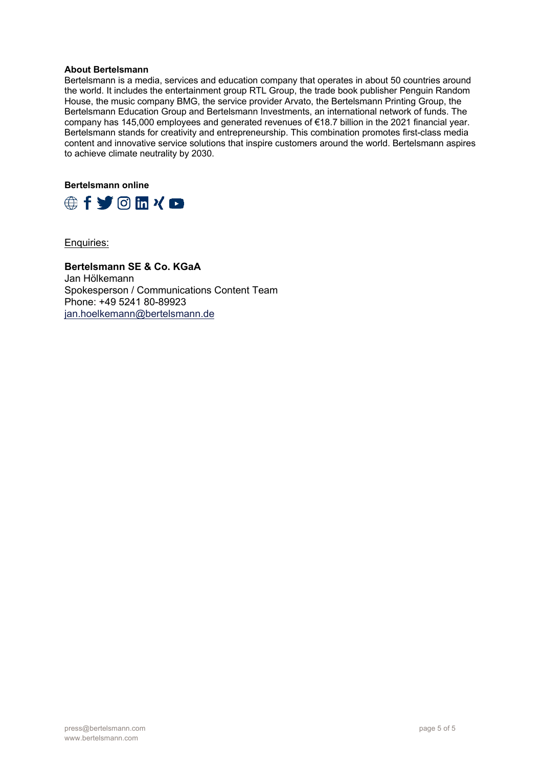**About Bertelsmann**

Bertelsmann is a media, services and education company that operates in about 50 countries around the world. It includes the entertainment group RTL Group, the trade book publisher Penguin Random House, the music company BMG, the service provider Arvato, the Bertelsmann Printing Group, the Bertelsmann Education Group and Bertelsmann Investments, an international network of funds. The company has 145,000 employees and generated revenues of €18.7 billion in the 2021 financial year. Bertelsmann stands for creativity and entrepreneurship. This combination promotes first-class media content and innovative service solutions that inspire customers around the world. Bertelsmann aspires to achieve climate neutrality by 2030.

**Bertelsmann online**

Enquiries:

**Bertelsmann SE & Co. KGaA**
Jan Hölkemann
Spokesperson / Communications Content Team
Phone: +49 5241 80-89923
jan.hoelkemann@bertelsmann.de

press@bertelsmann.com
www.bertelsmann.com